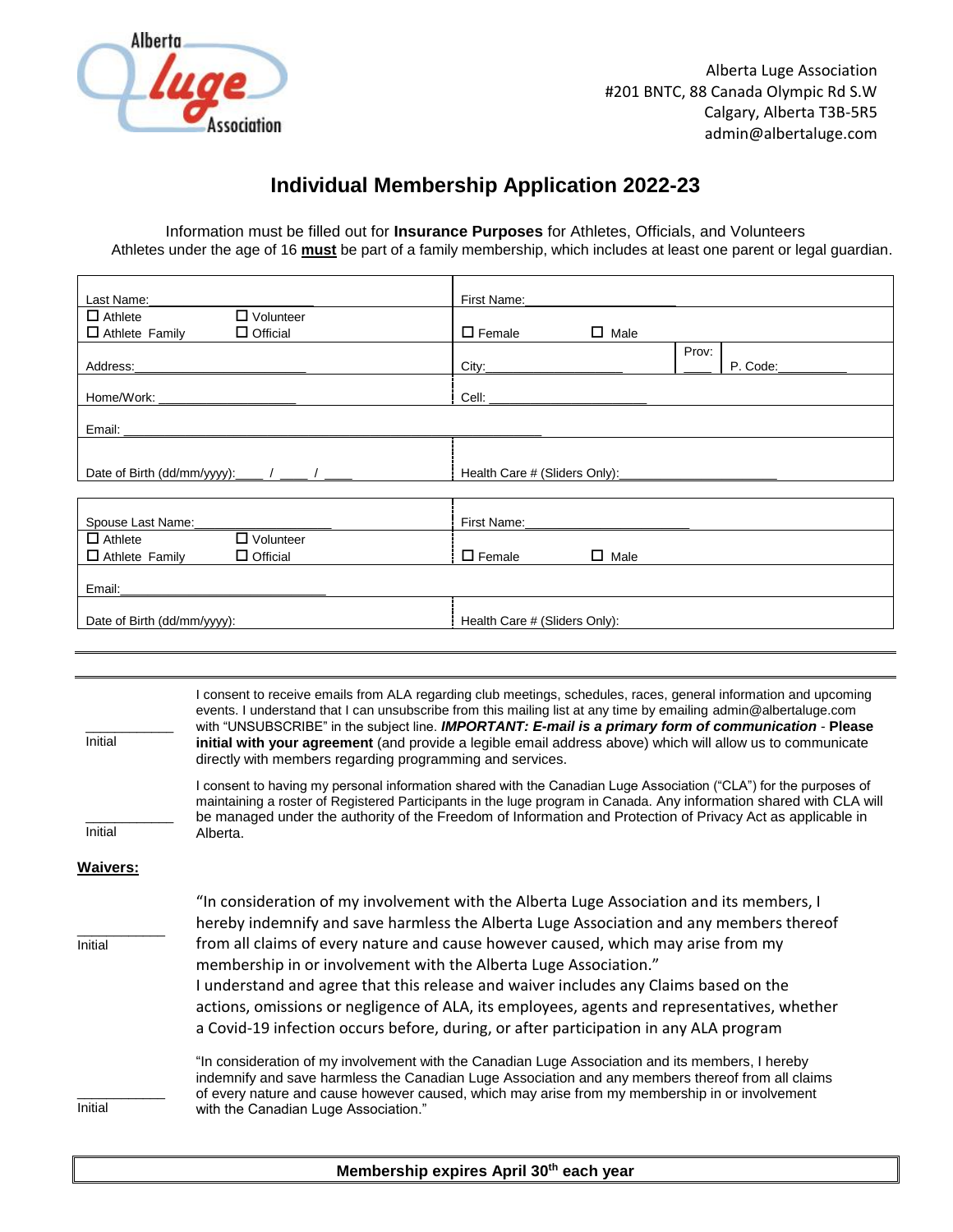Alberta Luge Association
#201 BNTC, 88 Canada Olympic Rd S.W
Calgary, Alberta T3B-5R5
admin@albertaluge.com

# Individual Membership Application 2022-23

Information must be filled out for **Insurance Purposes** for Athletes, Officials, and Volunteers
Athletes under the age of 16 **must** be part of a family membership, which includes at least one parent or legal guardian.

| | |
|---|---|
| Last Name:________________ | First Name:________________ |
| ☐ Athlete ☐ Volunteer<br>☐ Athlete Family ☐ Official | ☐ Female ☐ Male |
| Address:________________ | City:________________ Prov: ____ P. Code:__________ |
| Home/Work: ________________ | Cell: ________________ |
| Email: ________________ | |
| Date of Birth (dd/mm/yyyy):____ / ____ / ____ | Health Care # (Sliders Only):________________ |

| | |
|---|---|
| Spouse Last Name:________________ | First Name:________________ |
| ☐ Athlete ☐ Volunteer<br>☐ Athlete Family ☐ Official | ☐ Female ☐ Male |
| Email:________________ | |
| Date of Birth (dd/mm/yyyy): | Health Care # (Sliders Only): |

___________ Initial — I consent to receive emails from ALA regarding club meetings, schedules, races, general information and upcoming events. I understand that I can unsubscribe from this mailing list at any time by emailing admin@albertaluge.com with "UNSUBSCRIBE" in the subject line. ***IMPORTANT: E-mail is a primary form of communication*** - **Please initial with your agreement** (and provide a legible email address above) which will allow us to communicate directly with members regarding programming and services.

___________ Initial — I consent to having my personal information shared with the Canadian Luge Association ("CLA") for the purposes of maintaining a roster of Registered Participants in the luge program in Canada. Any information shared with CLA will be managed under the authority of the Freedom of Information and Protection of Privacy Act as applicable in Alberta.

**Waivers:**

___________ Initial — "In consideration of my involvement with the Alberta Luge Association and its members, I hereby indemnify and save harmless the Alberta Luge Association and any members thereof from all claims of every nature and cause however caused, which may arise from my membership in or involvement with the Alberta Luge Association."
I understand and agree that this release and waiver includes any Claims based on the actions, omissions or negligence of ALA, its employees, agents and representatives, whether a Covid-19 infection occurs before, during, or after participation in any ALA program

___________ Initial — "In consideration of my involvement with the Canadian Luge Association and its members, I hereby indemnify and save harmless the Canadian Luge Association and any members thereof from all claims of every nature and cause however caused, which may arise from my membership in or involvement with the Canadian Luge Association."

**Membership expires April 30th each year**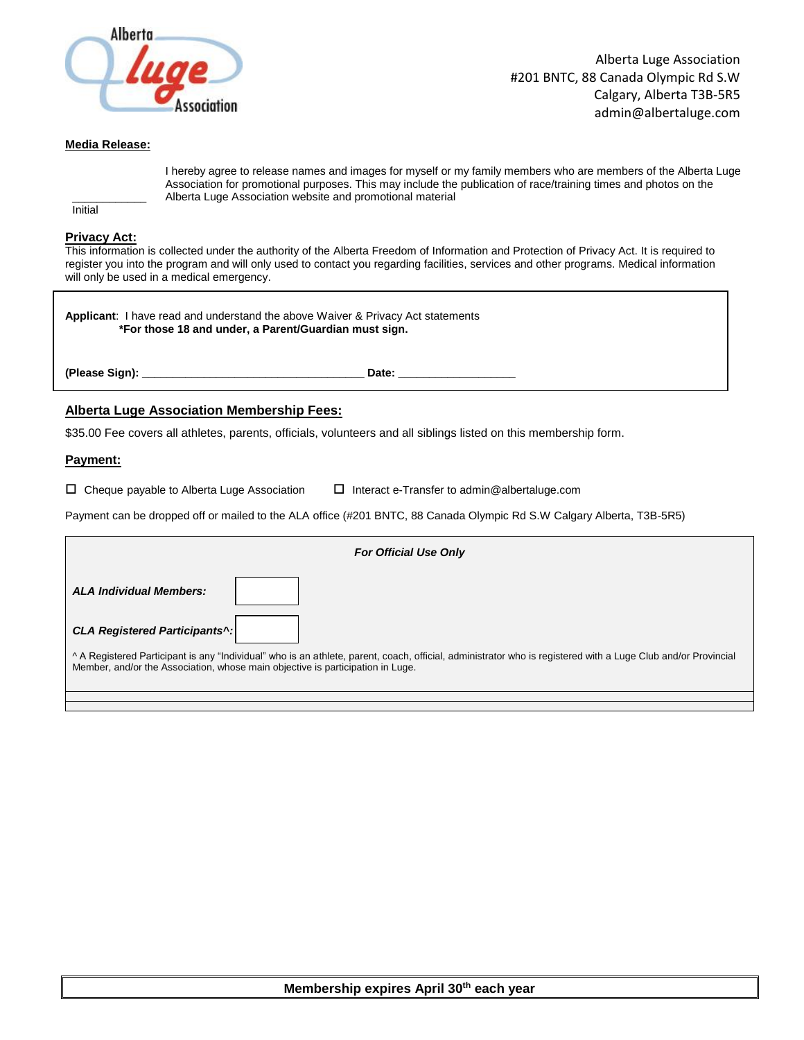Alberta Luge Association
#201 BNTC, 88 Canada Olympic Rd S.W
Calgary, Alberta T3B-5R5
admin@albertaluge.com

**Media Release:**

I hereby agree to release names and images for myself or my family members who are members of the Alberta Luge Association for promotional purposes. This may include the publication of race/training times and photos on the Alberta Luge Association website and promotional material

____________
Initial

**Privacy Act:**

This information is collected under the authority of the Alberta Freedom of Information and Protection of Privacy Act. It is required to register you into the program and will only used to contact you regarding facilities, services and other programs. Medical information will only be used in a medical emergency.

**Applicant**: I have read and understand the above Waiver & Privacy Act statements
**\*For those 18 and under, a Parent/Guardian must sign.**

**(Please Sign):** ___________________________________ **Date:** ___________________

## Alberta Luge Association Membership Fees:

$35.00 Fee covers all athletes, parents, officials, volunteers and all siblings listed on this membership form.

**Payment:**

☐ Cheque payable to Alberta Luge Association ☐ Interact e-Transfer to admin@albertaluge.com

Payment can be dropped off or mailed to the ALA office (#201 BNTC, 88 Canada Olympic Rd S.W Calgary Alberta, T3B-5R5)

***For Official Use Only***

***ALA Individual Members:*** ______

***CLA Registered Participants^:*** ______

^ A Registered Participant is any "Individual" who is an athlete, parent, coach, official, administrator who is registered with a Luge Club and/or Provincial Member, and/or the Association, whose main objective is participation in Luge.

**Membership expires April 30th each year**